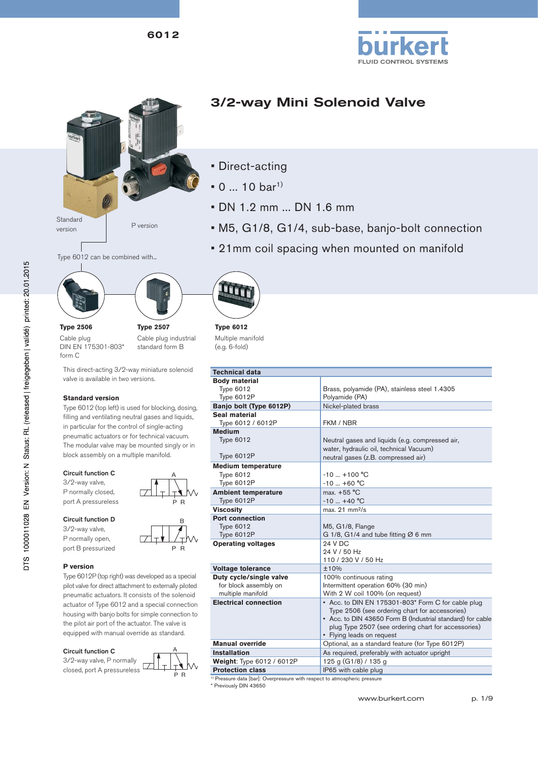# 3/2-way Mini Solenoid Valve

- Direct-acting
- 0 ... 10 bar[1)]
- DN 1.2 mm ... DN 1.6 mm
- M5, G1/8, G1/4, sub-base, banjo-bolt connection
- 21mm coil spacing when mounted on manifold

Standard version

P version

Type 6012 can be combined with...

**Type 2506**
Cable plug
DIN EN 175301-803*
form C

**Type 2507**
Cable plug industrial standard form B

**Type 6012**
Multiple manifold
(e.g. 6-fold)

This direct-acting 3/2-way miniature solenoid valve is available in two versions.

### Standard version

Type 6012 (top left) is used for blocking, dosing, filling and ventilating neutral gases and liquids, in particular for the control of single-acting pneumatic actuators or for technical vacuum. The modular valve may be mounted singly or in block assembly on a multiple manifold.

**Circuit function C**
3/2-way valve,
P normally closed,
port A pressureless

**Circuit function D**
3/2-way valve,
P normally open,
port B pressurized

### P version

Type 6012P (top right) was developed as a special pilot valve for direct attachment to externally piloted pneumatic actuators. It consists of the solenoid actuator of Type 6012 and a special connection housing with banjo bolts for simple connection to the pilot air port of the actuator. The valve is equipped with manual override as standard.

**Circuit function C**
3/2-way valve, P normally closed, port A pressureless

| Technical data | |
|---|---|
| **Body material** | |
| Type 6012 | Brass, polyamide (PA), stainless steel 1.4305 |
| Type 6012P | Polyamide (PA) |
| **Banjo bolt (Type 6012P)** | Nickel-plated brass |
| **Seal material** | |
| Type 6012 / 6012P | FKM / NBR |
| **Medium** | |
| Type 6012 | Neutral gases and liquids (e.g. compressed air, water, hydraulic oil, technical Vacuum) |
| Type 6012P | neutral gases (z.B. compressed air) |
| **Medium temperature** | |
| Type 6012 | -10 ... +100 °C |
| Type 6012P | -10 ... +60 °C |
| **Ambient temperature** | max. +55 °C |
| Type 6012P | -10 ... +40 °C |
| **Viscosity** | max. 21 mm²/s |
| **Port connection** | |
| Type 6012 | M5, G1/8, Flange |
| Type 6012P | G 1/8, G1/4 and tube fitting Ø 6 mm |
| **Operating voltages** | 24 V DC<br>24 V / 50 Hz<br>110 / 230 V / 50 Hz |
| **Voltage tolerance** | ±10% |
| **Duty cycle/single valve** | 100% continuous rating |
| for block assembly on multiple manifold | Intermittent operation 60% (30 min)<br>With 2 W coil 100% (on request) |
| **Electrical connection** | • Acc. to DIN EN 175301-803* Form C for cable plug Type 2506 (see ordering chart for accessories)<br>• Acc. to DIN 43650 Form B (Industrial standard) for cable plug Type 2507 (see ordering chart for accessories)<br>• Flying leads on request |
| **Manual override** | Optional, as a standard feature (for Type 6012P) |
| **Installation** | As required, preferably with actuator upright |
| **Weight**: Type 6012 / 6012P | 125 g (G1/8) / 135 g |
| **Protection class** | IP65 with cable plug |

[1)] Pressure data [bar]: Overpressure with respect to atmospheric pressure
\* Previously DIN 43650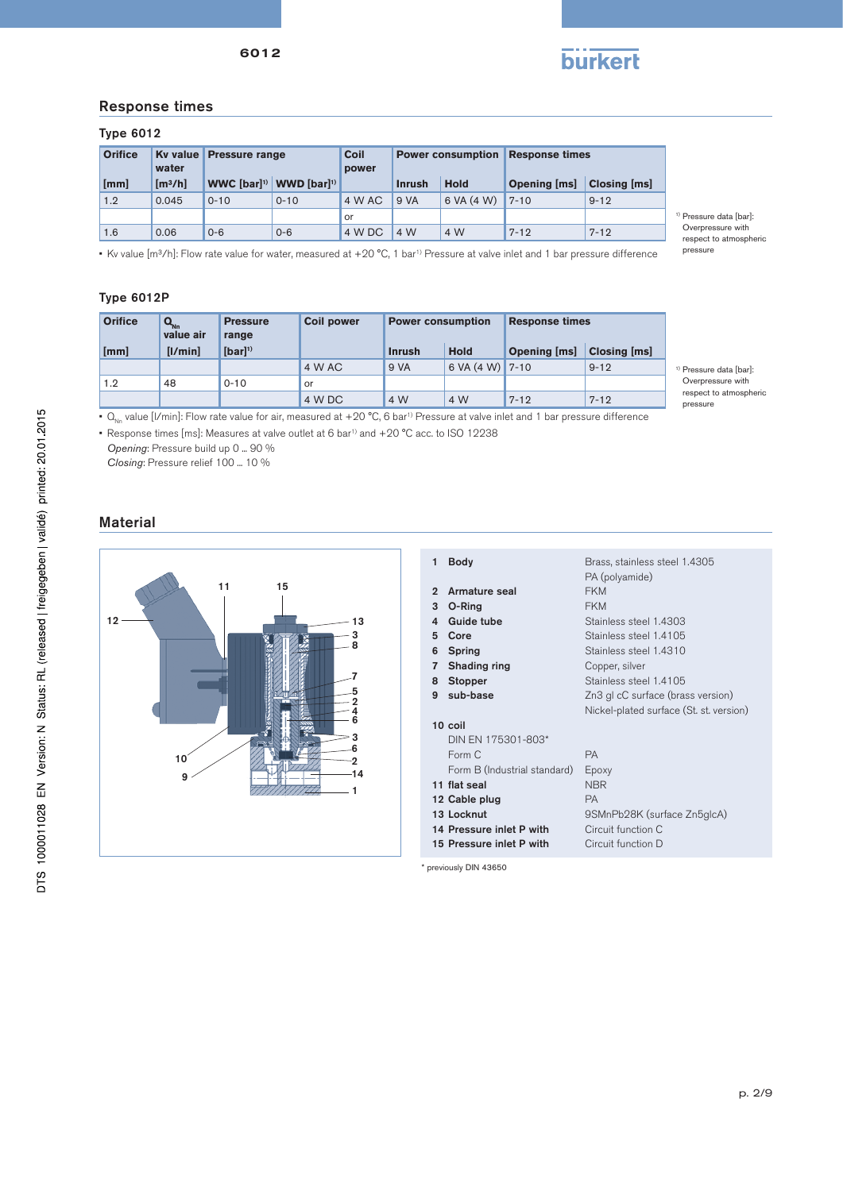## Response times

### Type 6012

| Orifice | Kv value water | Pressure range | | Coil power | Power consumption | | Response times | |
|---|---|---|---|---|---|---|---|---|
| [mm] | [m³/h] | WWC [bar][1] | WWD [bar][1] | | Inrush | Hold | Opening [ms] | Closing [ms] |
| 1.2 | 0.045 | 0-10 | 0-10 | 4 W AC | 9 VA | 6 VA (4 W) | 7-10 | 9-12 |
| | | | | or | | | | |
| 1.6 | 0.06 | 0-6 | 0-6 | 4 W DC | 4 W | 4 W | 7-12 | 7-12 |

[1] Pressure data [bar]: Overpressure with respect to atmospheric pressure

- Kv value [m³/h]: Flow rate value for water, measured at +20 °C, 1 bar[1] Pressure at valve inlet and 1 bar pressure difference

### Type 6012P

| Orifice | $Q_{Nn}$ value air | Pressure range | Coil power | Power consumption | | Response times | |
|---|---|---|---|---|---|---|---|
| [mm] | [l/min] | [bar][1] | | Inrush | Hold | Opening [ms] | Closing [ms] |
| | | | 4 W AC | 9 VA | 6 VA (4 W) | 7-10 | 9-12 |
| 1.2 | 48 | 0-10 | or | | | | |
| | | | 4 W DC | 4 W | 4 W | 7-12 | 7-12 |

[1] Pressure data [bar]: Overpressure with respect to atmospheric pressure

- $Q_{Nn}$ value [l/min]: Flow rate value for air, measured at +20 °C, 6 bar[1] Pressure at valve inlet and 1 bar pressure difference
- Response times [ms]: Measures at valve outlet at 6 bar[1] and +20 °C acc. to ISO 12238
  *Opening*: Pressure build up 0 ... 90 %
  *Closing*: Pressure relief 100 ... 10 %

## Material

| No. | Part | Material |
|---|---|---|
| 1 | **Body** | Brass, stainless steel 1.4305 |
| | | PA (polyamide) |
| 2 | **Armature seal** | FKM |
| 3 | **O-Ring** | FKM |
| 4 | **Guide tube** | Stainless steel 1.4303 |
| 5 | **Core** | Stainless steel 1.4105 |
| 6 | **Spring** | Stainless steel 1.4310 |
| 7 | **Shading ring** | Copper, silver |
| 8 | **Stopper** | Stainless steel 1.4105 |
| 9 | **sub-base** | Zn3 gl cC surface (brass version) |
| | | Nickel-plated surface (St. st. version) |
| 10 | **coil** | |
| | DIN EN 175301-803* | |
| | Form C | PA |
| | Form B (Industrial standard) | Epoxy |
| 11 | **flat seal** | NBR |
| 12 | **Cable plug** | PA |
| 13 | **Locknut** | 9SMnPb28K (surface Zn5glcA) |
| 14 | **Pressure inlet P with** | Circuit function C |
| 15 | **Pressure inlet P with** | Circuit function D |

\* previously DIN 43650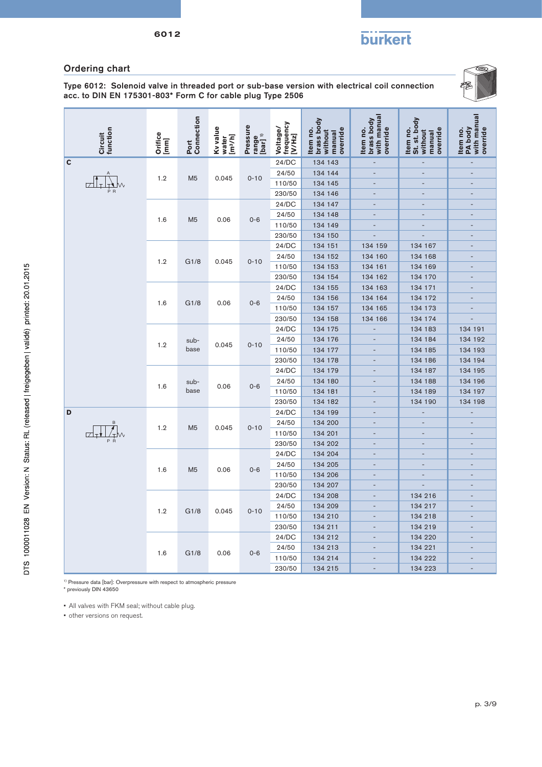## Ordering chart

**Type 6012: Solenoid valve in threaded port or sub-base version with electrical coil connection acc. to DIN EN 175301-803* Form C for cable plug Type 2506**

| Circuit function | Orifice [mm] | Port Connection | Kv value water [m³/h] | Pressure range [bar] [1)] | Voltage/ frequency [V/Hz] | Item no. brass body without manual override | Item no. brass body with manual override | Item no. St. st. body without manual override | Item no. PA body with manual override |
|---|---|---|---|---|---|---|---|---|---|
| C | 1.2 | M5 | 0.045 | 0-10 | 24/DC | 134 143 | - | - | - |
| | | | | | 24/50 | 134 144 | - | - | - |
| | | | | | 110/50 | 134 145 | - | - | - |
| | | | | | 230/50 | 134 146 | - | - | - |
| | 1.6 | M5 | 0.06 | 0-6 | 24/DC | 134 147 | - | - | - |
| | | | | | 24/50 | 134 148 | - | - | - |
| | | | | | 110/50 | 134 149 | - | - | - |
| | | | | | 230/50 | 134 150 | - | - | - |
| | 1.2 | G1/8 | 0.045 | 0-10 | 24/DC | 134 151 | 134 159 | 134 167 | - |
| | | | | | 24/50 | 134 152 | 134 160 | 134 168 | - |
| | | | | | 110/50 | 134 153 | 134 161 | 134 169 | - |
| | | | | | 230/50 | 134 154 | 134 162 | 134 170 | - |
| | 1.6 | G1/8 | 0.06 | 0-6 | 24/DC | 134 155 | 134 163 | 134 171 | - |
| | | | | | 24/50 | 134 156 | 134 164 | 134 172 | - |
| | | | | | 110/50 | 134 157 | 134 165 | 134 173 | - |
| | | | | | 230/50 | 134 158 | 134 166 | 134 174 | - |
| | 1.2 | sub-base | 0.045 | 0-10 | 24/DC | 134 175 | - | 134 183 | 134 191 |
| | | | | | 24/50 | 134 176 | - | 134 184 | 134 192 |
| | | | | | 110/50 | 134 177 | - | 134 185 | 134 193 |
| | | | | | 230/50 | 134 178 | - | 134 186 | 134 194 |
| | 1.6 | sub-base | 0.06 | 0-6 | 24/DC | 134 179 | - | 134 187 | 134 195 |
| | | | | | 24/50 | 134 180 | - | 134 188 | 134 196 |
| | | | | | 110/50 | 134 181 | - | 134 189 | 134 197 |
| | | | | | 230/50 | 134 182 | - | 134 190 | 134 198 |
| D | 1.2 | M5 | 0.045 | 0-10 | 24/DC | 134 199 | - | - | - |
| | | | | | 24/50 | 134 200 | - | - | - |
| | | | | | 110/50 | 134 201 | - | - | - |
| | | | | | 230/50 | 134 202 | - | - | - |
| | 1.6 | M5 | 0.06 | 0-6 | 24/DC | 134 204 | - | - | - |
| | | | | | 24/50 | 134 205 | - | - | - |
| | | | | | 110/50 | 134 206 | - | - | - |
| | | | | | 230/50 | 134 207 | - | - | - |
| | 1.2 | G1/8 | 0.045 | 0-10 | 24/DC | 134 208 | - | 134 216 | - |
| | | | | | 24/50 | 134 209 | - | 134 217 | - |
| | | | | | 110/50 | 134 210 | - | 134 218 | - |
| | | | | | 230/50 | 134 211 | - | 134 219 | - |
| | 1.6 | G1/8 | 0.06 | 0-6 | 24/DC | 134 212 | - | 134 220 | - |
| | | | | | 24/50 | 134 213 | - | 134 221 | - |
| | | | | | 110/50 | 134 214 | - | 134 222 | - |
| | | | | | 230/50 | 134 215 | - | 134 223 | - |

[1)] Pressure data [bar]: Overpressure with respect to atmospheric pressure
\* previously DIN 43650

- All valves with FKM seal; without cable plug.
- other versions on request.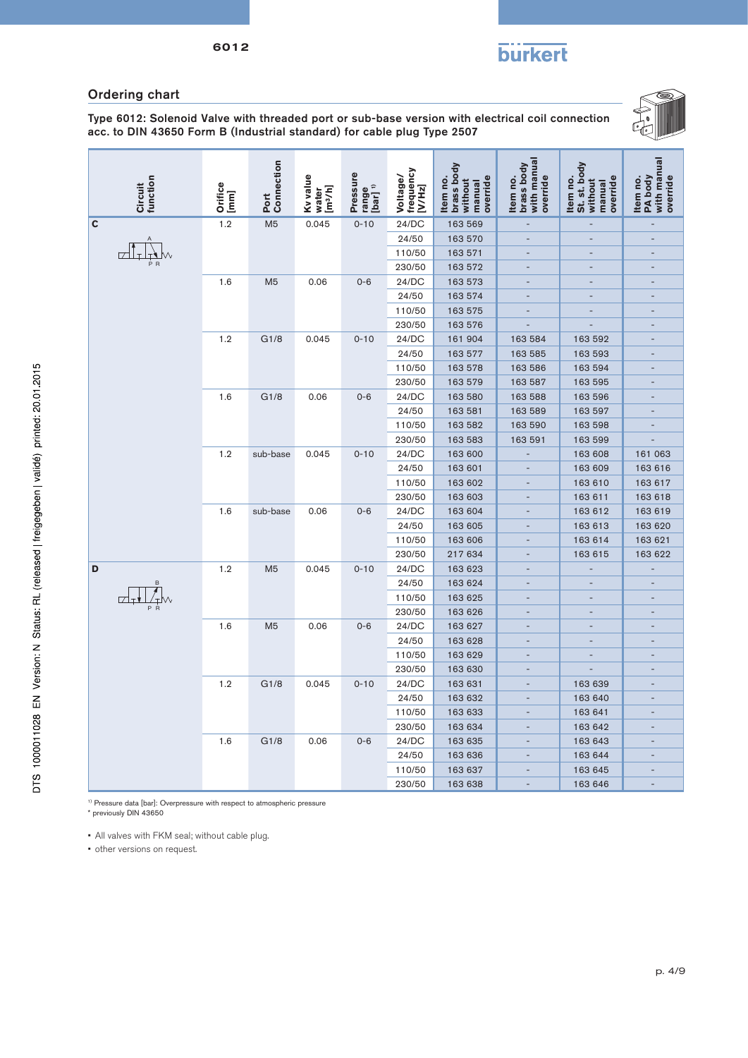## Ordering chart

**Type 6012: Solenoid Valve with threaded port or sub-base version with electrical coil connection acc. to DIN 43650 Form B (Industrial standard) for cable plug Type 2507**

| Circuit function | Orifice [mm] | Port Connection | Kv value water [m³/h] | Pressure range [bar] [1)] | Voltage/ frequency [V/Hz] | Item no. brass body without manual override | Item no. brass body with manual override | Item no. St. st. body without manual override | Item no. PA body with manual override |
|---|---|---|---|---|---|---|---|---|---|
| C | 1.2 | M5 | 0.045 | 0-10 | 24/DC | 163 569 | - | - | - |
| | | | | | 24/50 | 163 570 | - | - | - |
| | | | | | 110/50 | 163 571 | - | - | - |
| | | | | | 230/50 | 163 572 | - | - | - |
| | 1.6 | M5 | 0.06 | 0-6 | 24/DC | 163 573 | - | - | - |
| | | | | | 24/50 | 163 574 | - | - | - |
| | | | | | 110/50 | 163 575 | - | - | - |
| | | | | | 230/50 | 163 576 | - | - | - |
| | 1.2 | G1/8 | 0.045 | 0-10 | 24/DC | 161 904 | 163 584 | 163 592 | - |
| | | | | | 24/50 | 163 577 | 163 585 | 163 593 | - |
| | | | | | 110/50 | 163 578 | 163 586 | 163 594 | - |
| | | | | | 230/50 | 163 579 | 163 587 | 163 595 | - |
| | 1.6 | G1/8 | 0.06 | 0-6 | 24/DC | 163 580 | 163 588 | 163 596 | - |
| | | | | | 24/50 | 163 581 | 163 589 | 163 597 | - |
| | | | | | 110/50 | 163 582 | 163 590 | 163 598 | - |
| | | | | | 230/50 | 163 583 | 163 591 | 163 599 | - |
| | 1.2 | sub-base | 0.045 | 0-10 | 24/DC | 163 600 | - | 163 608 | 161 063 |
| | | | | | 24/50 | 163 601 | - | 163 609 | 163 616 |
| | | | | | 110/50 | 163 602 | - | 163 610 | 163 617 |
| | | | | | 230/50 | 163 603 | - | 163 611 | 163 618 |
| | 1.6 | sub-base | 0.06 | 0-6 | 24/DC | 163 604 | - | 163 612 | 163 619 |
| | | | | | 24/50 | 163 605 | - | 163 613 | 163 620 |
| | | | | | 110/50 | 163 606 | - | 163 614 | 163 621 |
| | | | | | 230/50 | 217 634 | - | 163 615 | 163 622 |
| D | 1.2 | M5 | 0.045 | 0-10 | 24/DC | 163 623 | - | - | - |
| | | | | | 24/50 | 163 624 | - | - | - |
| | | | | | 110/50 | 163 625 | - | - | - |
| | | | | | 230/50 | 163 626 | - | - | - |
| | 1.6 | M5 | 0.06 | 0-6 | 24/DC | 163 627 | - | - | - |
| | | | | | 24/50 | 163 628 | - | - | - |
| | | | | | 110/50 | 163 629 | - | - | - |
| | | | | | 230/50 | 163 630 | - | - | - |
| | 1.2 | G1/8 | 0.045 | 0-10 | 24/DC | 163 631 | - | 163 639 | - |
| | | | | | 24/50 | 163 632 | - | 163 640 | - |
| | | | | | 110/50 | 163 633 | - | 163 641 | - |
| | | | | | 230/50 | 163 634 | - | 163 642 | - |
| | 1.6 | G1/8 | 0.06 | 0-6 | 24/DC | 163 635 | - | 163 643 | - |
| | | | | | 24/50 | 163 636 | - | 163 644 | - |
| | | | | | 110/50 | 163 637 | - | 163 645 | - |
| | | | | | 230/50 | 163 638 | - | 163 646 | - |

[1)] Pressure data [bar]: Overpressure with respect to atmospheric pressure
* previously DIN 43650

- All valves with FKM seal; without cable plug.
- other versions on request.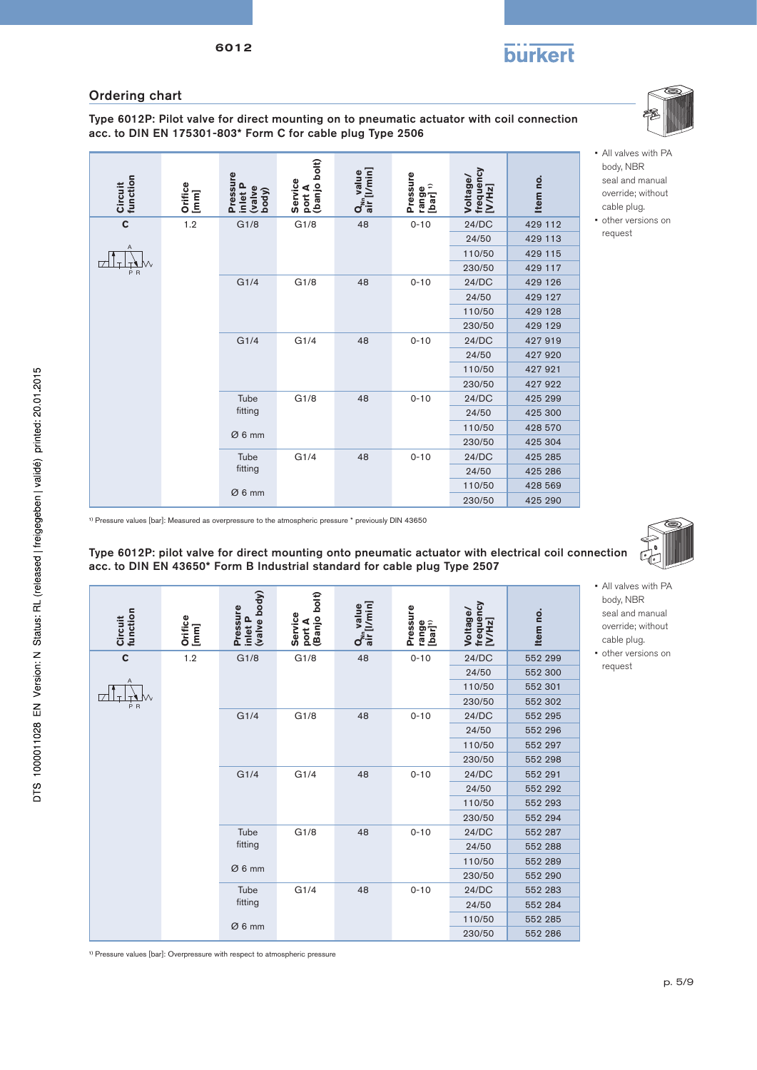## Ordering chart

Type 6012P: Pilot valve for direct mounting on to pneumatic actuator with coil connection acc. to DIN EN 175301-803* Form C for cable plug Type 2506

| Circuit function | Orifice [mm] | Pressure inlet P (valve body) | Service port A (banjo bolt) | $Q_{Nn}$ value air [l/min] | Pressure range [bar] [1] | Voltage/ frequency [V/Hz] | Item no. |
|---|---|---|---|---|---|---|---|
| C | 1.2 | G1/8 | G1/8 | 48 | 0-10 | 24/DC | 429 112 |
| | | | | | | 24/50 | 429 113 |
| | | | | | | 110/50 | 429 115 |
| | | | | | | 230/50 | 429 117 |
| | | G1/4 | G1/8 | 48 | 0-10 | 24/DC | 429 126 |
| | | | | | | 24/50 | 429 127 |
| | | | | | | 110/50 | 429 128 |
| | | | | | | 230/50 | 429 129 |
| | | G1/4 | G1/4 | 48 | 0-10 | 24/DC | 427 919 |
| | | | | | | 24/50 | 427 920 |
| | | | | | | 110/50 | 427 921 |
| | | | | | | 230/50 | 427 922 |
| | | Tube fitting Ø 6 mm | G1/8 | 48 | 0-10 | 24/DC | 425 299 |
| | | | | | | 24/50 | 425 300 |
| | | | | | | 110/50 | 428 570 |
| | | | | | | 230/50 | 425 304 |
| | | Tube fitting Ø 6 mm | G1/4 | 48 | 0-10 | 24/DC | 425 285 |
| | | | | | | 24/50 | 425 286 |
| | | | | | | 110/50 | 428 569 |
| | | | | | | 230/50 | 425 290 |

- All valves with PA body, NBR seal and manual override; without cable plug.
- other versions on request

[1] Pressure values [bar]: Measured as overpressure to the atmospheric pressure * previously DIN 43650

Type 6012P: pilot valve for direct mounting onto pneumatic actuator with electrical coil connection acc. to DIN EN 43650* Form B Industrial standard for cable plug Type 2507

| Circuit function | Orifice [mm] | Pressure inlet P (valve body) | Service port A (Banjo bolt) | $Q_{Nn}$ value air [l/min] | Pressure range [bar] [1] | Voltage/ frequency [V/Hz] | Item no. |
|---|---|---|---|---|---|---|---|
| C | 1.2 | G1/8 | G1/8 | 48 | 0-10 | 24/DC | 552 299 |
| | | | | | | 24/50 | 552 300 |
| | | | | | | 110/50 | 552 301 |
| | | | | | | 230/50 | 552 302 |
| | | G1/4 | G1/8 | 48 | 0-10 | 24/DC | 552 295 |
| | | | | | | 24/50 | 552 296 |
| | | | | | | 110/50 | 552 297 |
| | | | | | | 230/50 | 552 298 |
| | | G1/4 | G1/4 | 48 | 0-10 | 24/DC | 552 291 |
| | | | | | | 24/50 | 552 292 |
| | | | | | | 110/50 | 552 293 |
| | | | | | | 230/50 | 552 294 |
| | | Tube fitting Ø 6 mm | G1/8 | 48 | 0-10 | 24/DC | 552 287 |
| | | | | | | 24/50 | 552 288 |
| | | | | | | 110/50 | 552 289 |
| | | | | | | 230/50 | 552 290 |
| | | Tube fitting Ø 6 mm | G1/4 | 48 | 0-10 | 24/DC | 552 283 |
| | | | | | | 24/50 | 552 284 |
| | | | | | | 110/50 | 552 285 |
| | | | | | | 230/50 | 552 286 |

- All valves with PA body, NBR seal and manual override; without cable plug.
- other versions on request

[1] Pressure values [bar]: Overpressure with respect to atmospheric pressure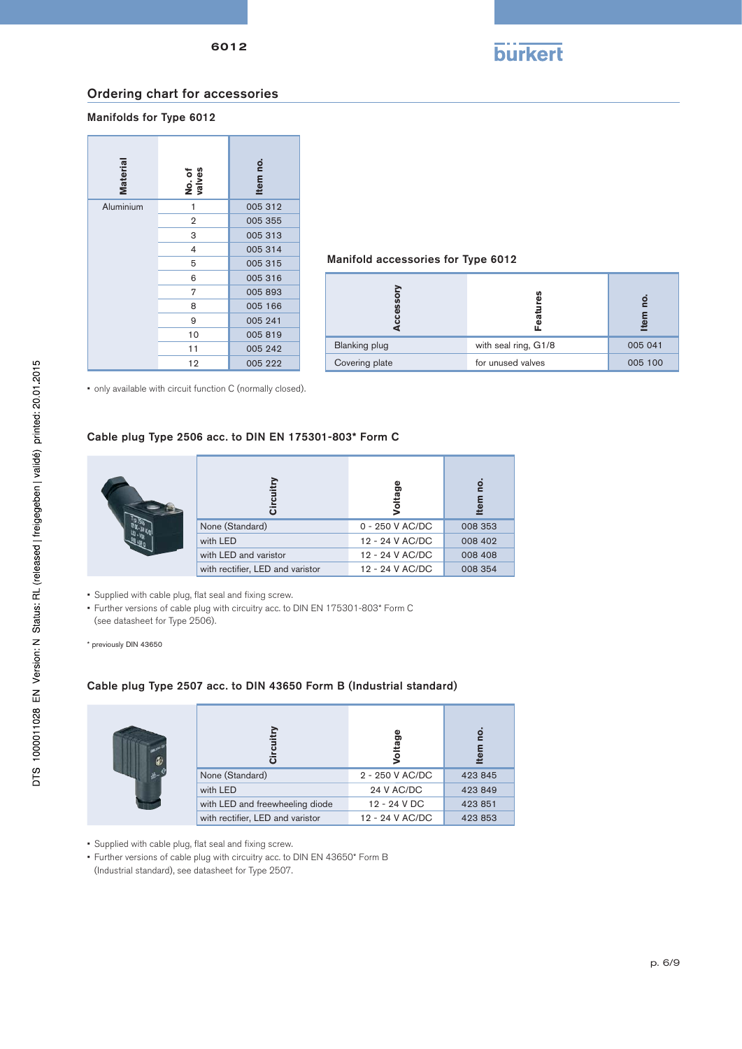## Ordering chart for accessories

### Manifolds for Type 6012

| Material | No. of valves | Item no. |
|---|---|---|
| Aluminium | 1 | 005 312 |
| | 2 | 005 355 |
| | 3 | 005 313 |
| | 4 | 005 314 |
| | 5 | 005 315 |
| | 6 | 005 316 |
| | 7 | 005 893 |
| | 8 | 005 166 |
| | 9 | 005 241 |
| | 10 | 005 819 |
| | 11 | 005 242 |
| | 12 | 005 222 |

• only available with circuit function C (normally closed).

### Manifold accessories for Type 6012

| Accessory | Features | Item no. |
|---|---|---|
| Blanking plug | with seal ring, G1/8 | 005 041 |
| Covering plate | for unused valves | 005 100 |

### Cable plug Type 2506 acc. to DIN EN 175301-803* Form C

| Circuitry | Voltage | Item no. |
|---|---|---|
| None (Standard) | 0 - 250 V AC/DC | 008 353 |
| with LED | 12 - 24 V AC/DC | 008 402 |
| with LED and varistor | 12 - 24 V AC/DC | 008 408 |
| with rectifier, LED and varistor | 12 - 24 V AC/DC | 008 354 |

• Supplied with cable plug, flat seal and fixing screw.
• Further versions of cable plug with circuitry acc. to DIN EN 175301-803* Form C (see datasheet for Type 2506).

\* previously DIN 43650

### Cable plug Type 2507 acc. to DIN 43650 Form B (Industrial standard)

| Circuitry | Voltage | Item no. |
|---|---|---|
| None (Standard) | 2 - 250 V AC/DC | 423 845 |
| with LED | 24 V AC/DC | 423 849 |
| with LED and freewheeling diode | 12 - 24 V DC | 423 851 |
| with rectifier, LED and varistor | 12 - 24 V AC/DC | 423 853 |

• Supplied with cable plug, flat seal and fixing screw.
• Further versions of cable plug with circuitry acc. to DIN EN 43650* Form B (Industrial standard), see datasheet for Type 2507.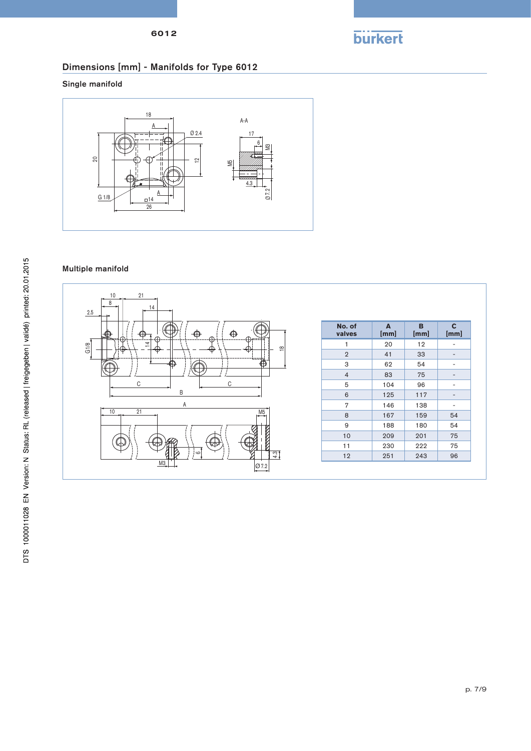## Dimensions [mm] - Manifolds for Type 6012

### Single manifold

### Multiple manifold

| No. of valves | A [mm] | B [mm] | C [mm] |
|---|---|---|---|
| 1 | 20 | 12 | - |
| 2 | 41 | 33 | - |
| 3 | 62 | 54 | - |
| 4 | 83 | 75 | - |
| 5 | 104 | 96 | - |
| 6 | 125 | 117 | - |
| 7 | 146 | 138 | - |
| 8 | 167 | 159 | 54 |
| 9 | 188 | 180 | 54 |
| 10 | 209 | 201 | 75 |
| 11 | 230 | 222 | 75 |
| 12 | 251 | 243 | 96 |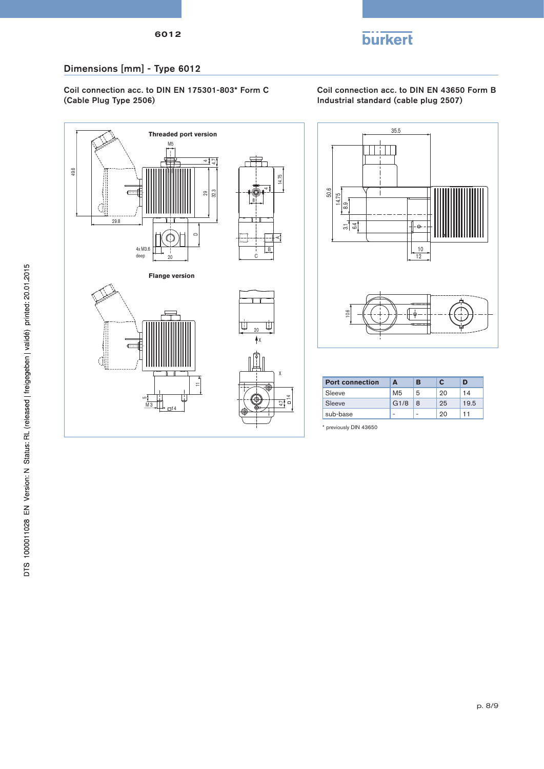## Dimensions [mm] - Type 6012

Coil connection acc. to DIN EN 175301-803* Form C (Cable Plug Type 2506)

Coil connection acc. to DIN EN 43650 Form B Industrial standard (cable plug 2507)

| Port connection | A | B | C | D |
|---|---|---|---|---|
| Sleeve | M5 | 5 | 20 | 14 |
| Sleeve | G1/8 | 8 | 25 | 19.5 |
| sub-base | - | - | 20 | 11 |

\* previously DIN 43650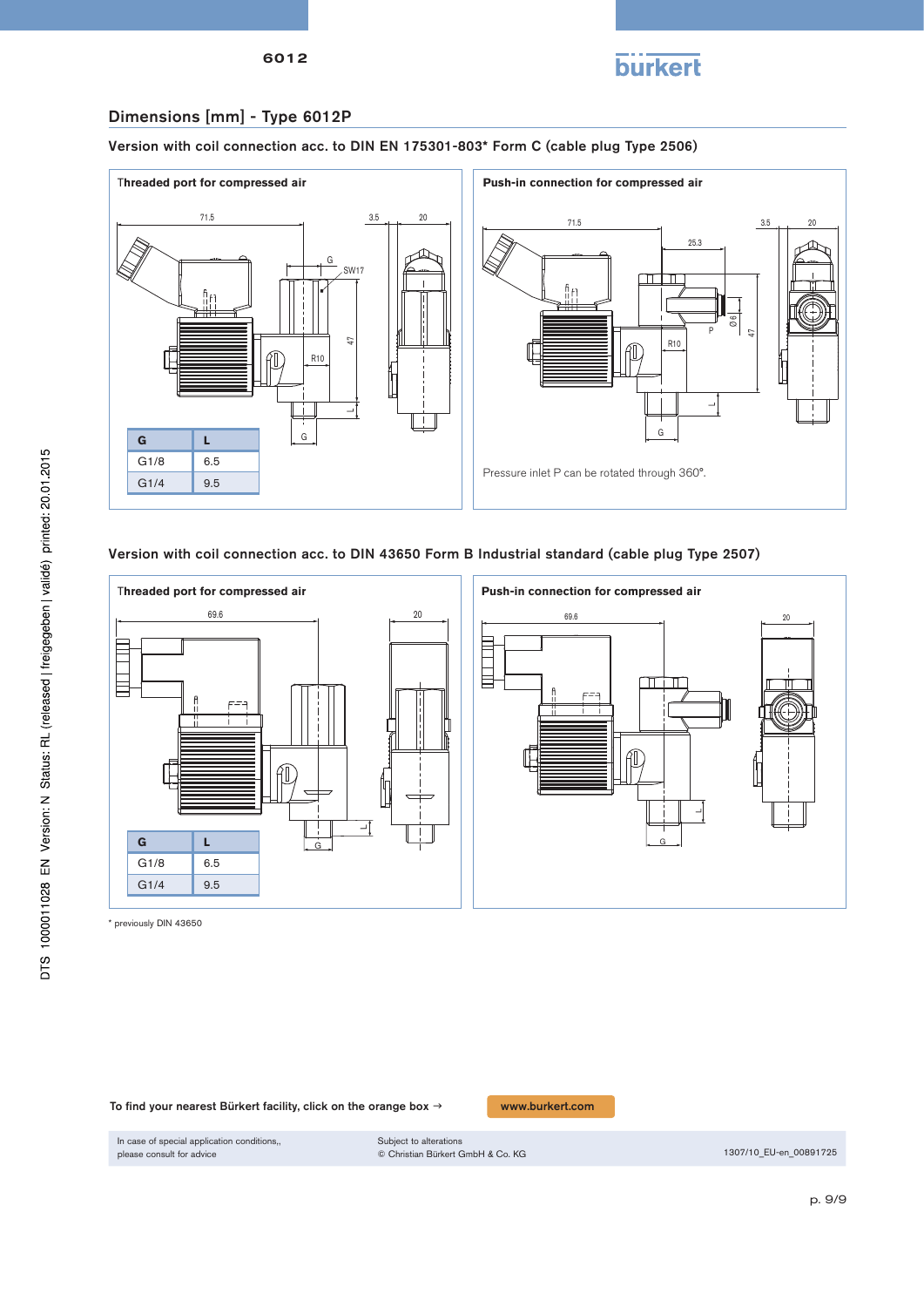## Dimensions [mm] - Type 6012P

### Version with coil connection acc. to DIN EN 175301-803* Form C (cable plug Type 2506)

**Threaded port for compressed air**

71.5
3.5
20
G
SW17
47
R10
L
G

| G | L |
|---|---|
| G1/8 | 6.5 |
| G1/4 | 9.5 |

**Push-in connection for compressed air**

71.5
3.5
20
25.3
P
Ø 6
47
R10
L
G

Pressure inlet P can be rotated through 360°.

### Version with coil connection acc. to DIN 43650 Form B Industrial standard (cable plug Type 2507)

**Threaded port for compressed air**

69.6
20
L
G

| G | L |
|---|---|
| G1/8 | 6.5 |
| G1/4 | 9.5 |

**Push-in connection for compressed air**

69.6
20
L
G

* previously DIN 43650

To find your nearest Bürkert facility, click on the orange box →   www.burkert.com

In case of special application conditions,, please consult for advice

Subject to alterations
© Christian Bürkert GmbH & Co. KG

1307/10_EU-en_00891725